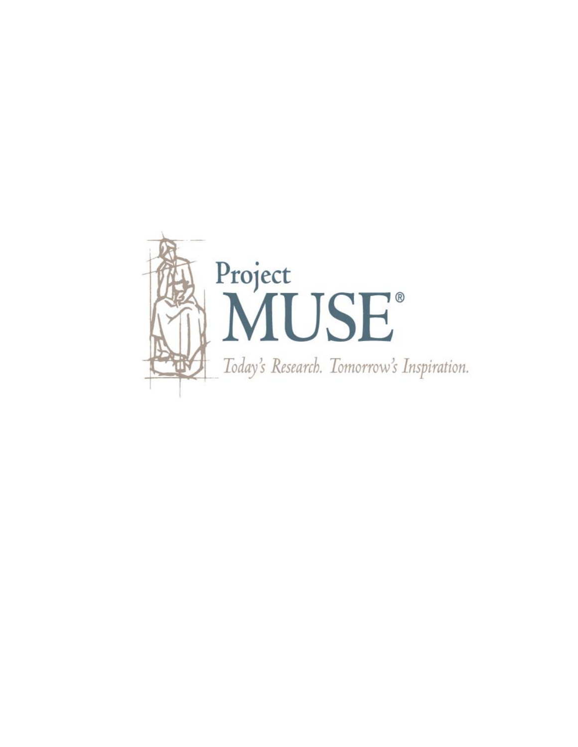Project
MUSE®

*Today's Research. Tomorrow's Inspiration.*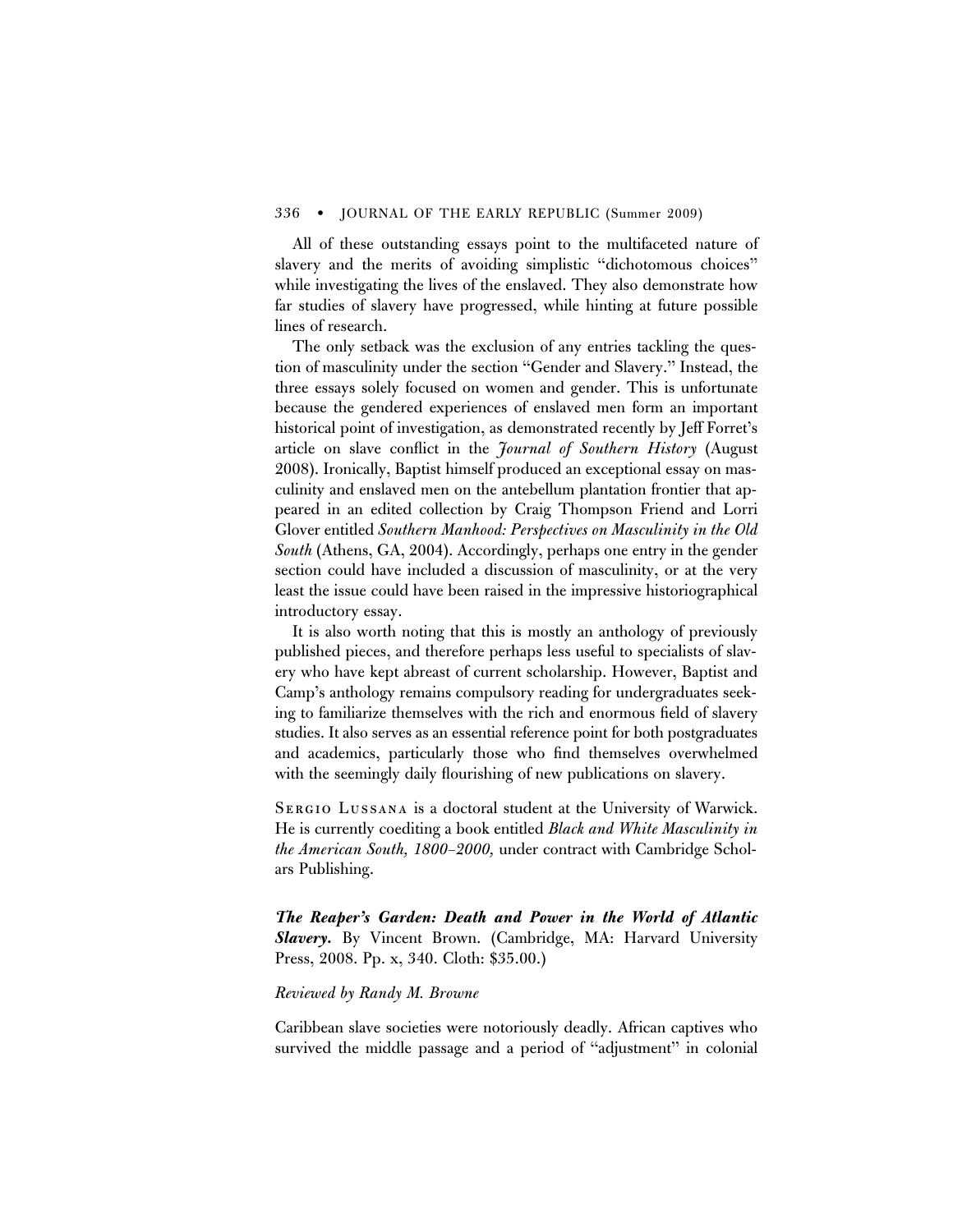All of these outstanding essays point to the multifaceted nature of slavery and the merits of avoiding simplistic "dichotomous choices" while investigating the lives of the enslaved. They also demonstrate how far studies of slavery have progressed, while hinting at future possible lines of research.

The only setback was the exclusion of any entries tackling the question of masculinity under the section "Gender and Slavery." Instead, the three essays solely focused on women and gender. This is unfortunate because the gendered experiences of enslaved men form an important historical point of investigation, as demonstrated recently by Jeff Forret's article on slave conflict in the *Journal of Southern History* (August 2008). Ironically, Baptist himself produced an exceptional essay on masculinity and enslaved men on the antebellum plantation frontier that appeared in an edited collection by Craig Thompson Friend and Lorri Glover entitled *Southern Manhood: Perspectives on Masculinity in the Old South* (Athens, GA, 2004). Accordingly, perhaps one entry in the gender section could have included a discussion of masculinity, or at the very least the issue could have been raised in the impressive historiographical introductory essay.

It is also worth noting that this is mostly an anthology of previously published pieces, and therefore perhaps less useful to specialists of slavery who have kept abreast of current scholarship. However, Baptist and Camp's anthology remains compulsory reading for undergraduates seeking to familiarize themselves with the rich and enormous field of slavery studies. It also serves as an essential reference point for both postgraduates and academics, particularly those who find themselves overwhelmed with the seemingly daily flourishing of new publications on slavery.

Sergio Lussana is a doctoral student at the University of Warwick. He is currently coediting a book entitled *Black and White Masculinity in the American South, 1800–2000,* under contract with Cambridge Scholars Publishing.

***The Reaper's Garden: Death and Power in the World of Atlantic Slavery.*** By Vincent Brown. (Cambridge, MA: Harvard University Press, 2008. Pp. x, 340. Cloth: $35.00.)

*Reviewed by Randy M. Browne*

Caribbean slave societies were notoriously deadly. African captives who survived the middle passage and a period of "adjustment" in colonial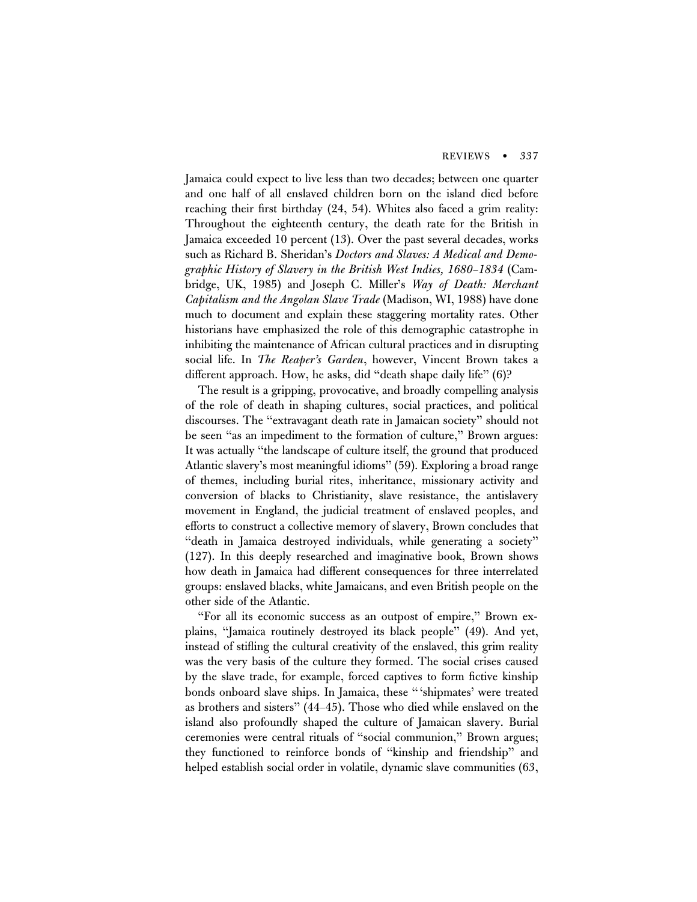Jamaica could expect to live less than two decades; between one quarter and one half of all enslaved children born on the island died before reaching their first birthday (24, 54). Whites also faced a grim reality: Throughout the eighteenth century, the death rate for the British in Jamaica exceeded 10 percent (13). Over the past several decades, works such as Richard B. Sheridan's *Doctors and Slaves: A Medical and Demographic History of Slavery in the British West Indies, 1680–1834* (Cambridge, UK, 1985) and Joseph C. Miller's *Way of Death: Merchant Capitalism and the Angolan Slave Trade* (Madison, WI, 1988) have done much to document and explain these staggering mortality rates. Other historians have emphasized the role of this demographic catastrophe in inhibiting the maintenance of African cultural practices and in disrupting social life. In *The Reaper's Garden*, however, Vincent Brown takes a different approach. How, he asks, did "death shape daily life" (6)?

The result is a gripping, provocative, and broadly compelling analysis of the role of death in shaping cultures, social practices, and political discourses. The "extravagant death rate in Jamaican society" should not be seen "as an impediment to the formation of culture," Brown argues: It was actually "the landscape of culture itself, the ground that produced Atlantic slavery's most meaningful idioms" (59). Exploring a broad range of themes, including burial rites, inheritance, missionary activity and conversion of blacks to Christianity, slave resistance, the antislavery movement in England, the judicial treatment of enslaved peoples, and efforts to construct a collective memory of slavery, Brown concludes that "death in Jamaica destroyed individuals, while generating a society" (127). In this deeply researched and imaginative book, Brown shows how death in Jamaica had different consequences for three interrelated groups: enslaved blacks, white Jamaicans, and even British people on the other side of the Atlantic.

"For all its economic success as an outpost of empire," Brown explains, "Jamaica routinely destroyed its black people" (49). And yet, instead of stifling the cultural creativity of the enslaved, this grim reality was the very basis of the culture they formed. The social crises caused by the slave trade, for example, forced captives to form fictive kinship bonds onboard slave ships. In Jamaica, these "'shipmates' were treated as brothers and sisters" (44–45). Those who died while enslaved on the island also profoundly shaped the culture of Jamaican slavery. Burial ceremonies were central rituals of "social communion," Brown argues; they functioned to reinforce bonds of "kinship and friendship" and helped establish social order in volatile, dynamic slave communities (63,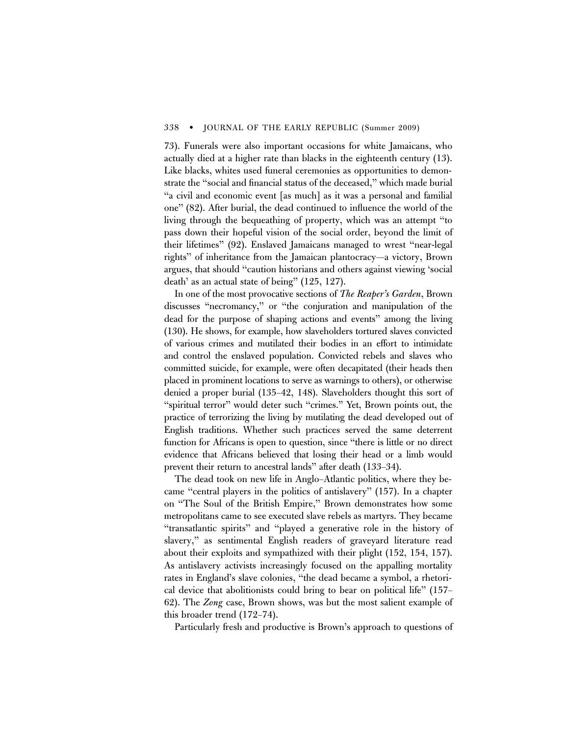73). Funerals were also important occasions for white Jamaicans, who actually died at a higher rate than blacks in the eighteenth century (13). Like blacks, whites used funeral ceremonies as opportunities to demonstrate the "social and financial status of the deceased," which made burial "a civil and economic event [as much] as it was a personal and familial one" (82). After burial, the dead continued to influence the world of the living through the bequeathing of property, which was an attempt "to pass down their hopeful vision of the social order, beyond the limit of their lifetimes" (92). Enslaved Jamaicans managed to wrest "near-legal rights" of inheritance from the Jamaican plantocracy—a victory, Brown argues, that should "caution historians and others against viewing 'social death' as an actual state of being" (125, 127).

In one of the most provocative sections of *The Reaper's Garden*, Brown discusses "necromancy," or "the conjuration and manipulation of the dead for the purpose of shaping actions and events" among the living (130). He shows, for example, how slaveholders tortured slaves convicted of various crimes and mutilated their bodies in an effort to intimidate and control the enslaved population. Convicted rebels and slaves who committed suicide, for example, were often decapitated (their heads then placed in prominent locations to serve as warnings to others), or otherwise denied a proper burial (135–42, 148). Slaveholders thought this sort of "spiritual terror" would deter such "crimes." Yet, Brown points out, the practice of terrorizing the living by mutilating the dead developed out of English traditions. Whether such practices served the same deterrent function for Africans is open to question, since "there is little or no direct evidence that Africans believed that losing their head or a limb would prevent their return to ancestral lands" after death (133–34).

The dead took on new life in Anglo-Atlantic politics, where they became "central players in the politics of antislavery" (157). In a chapter on "The Soul of the British Empire," Brown demonstrates how some metropolitans came to see executed slave rebels as martyrs. They became "transatlantic spirits" and "played a generative role in the history of slavery," as sentimental English readers of graveyard literature read about their exploits and sympathized with their plight (152, 154, 157). As antislavery activists increasingly focused on the appalling mortality rates in England's slave colonies, "the dead became a symbol, a rhetorical device that abolitionists could bring to bear on political life" (157–62). The *Zong* case, Brown shows, was but the most salient example of this broader trend (172–74).

Particularly fresh and productive is Brown's approach to questions of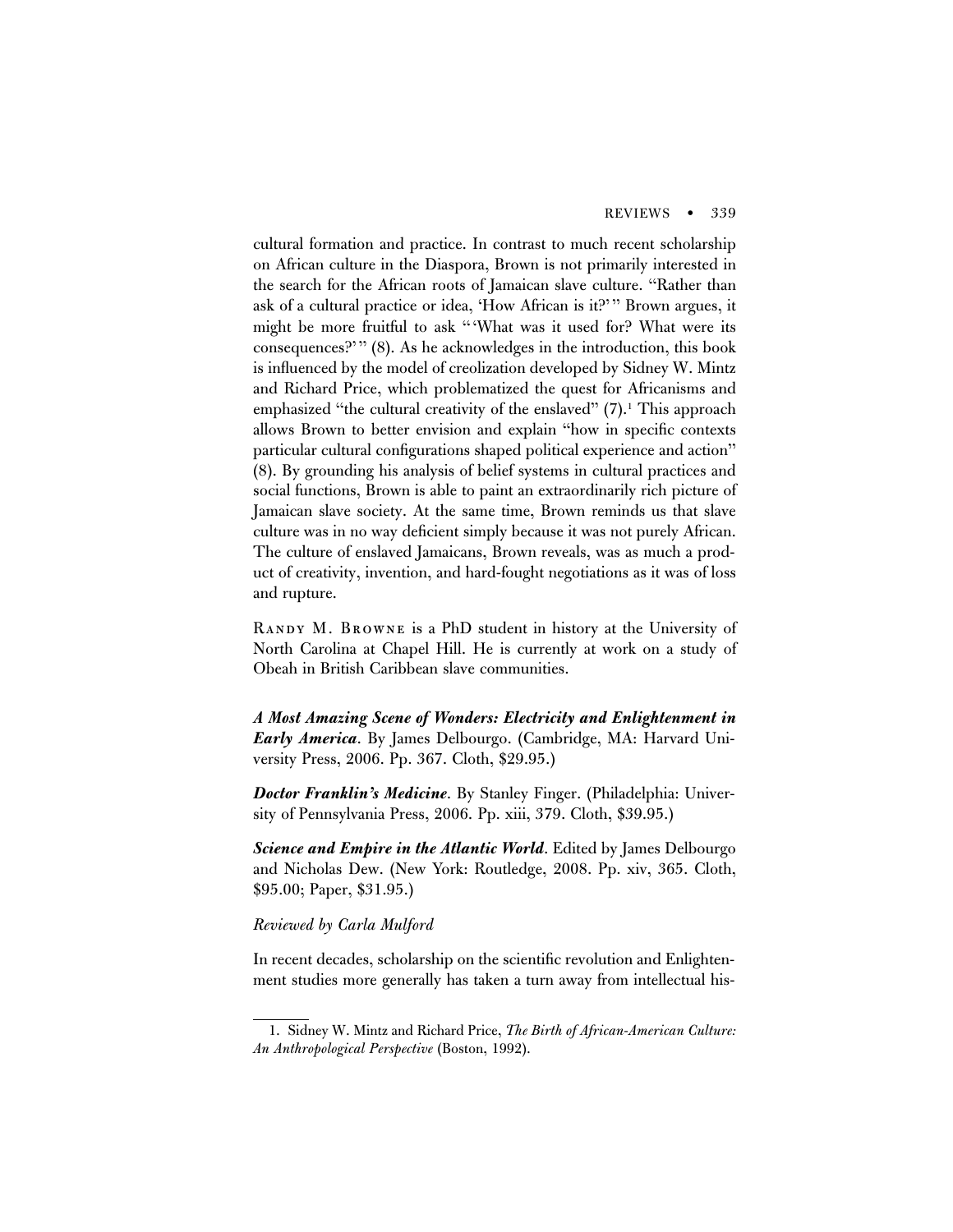cultural formation and practice. In contrast to much recent scholarship on African culture in the Diaspora, Brown is not primarily interested in the search for the African roots of Jamaican slave culture. "Rather than ask of a cultural practice or idea, 'How African is it?'" Brown argues, it might be more fruitful to ask "'What was it used for? What were its consequences?'" (8). As he acknowledges in the introduction, this book is influenced by the model of creolization developed by Sidney W. Mintz and Richard Price, which problematized the quest for Africanisms and emphasized "the cultural creativity of the enslaved" (7).[1] This approach allows Brown to better envision and explain "how in specific contexts particular cultural configurations shaped political experience and action" (8). By grounding his analysis of belief systems in cultural practices and social functions, Brown is able to paint an extraordinarily rich picture of Jamaican slave society. At the same time, Brown reminds us that slave culture was in no way deficient simply because it was not purely African. The culture of enslaved Jamaicans, Brown reveals, was as much a product of creativity, invention, and hard-fought negotiations as it was of loss and rupture.

Randy M. Browne is a PhD student in history at the University of North Carolina at Chapel Hill. He is currently at work on a study of Obeah in British Caribbean slave communities.

***A Most Amazing Scene of Wonders: Electricity and Enlightenment in Early America***. By James Delbourgo. (Cambridge, MA: Harvard University Press, 2006. Pp. 367. Cloth, $29.95.)

***Doctor Franklin's Medicine***. By Stanley Finger. (Philadelphia: University of Pennsylvania Press, 2006. Pp. xiii, 379. Cloth, $39.95.)

***Science and Empire in the Atlantic World***. Edited by James Delbourgo and Nicholas Dew. (New York: Routledge, 2008. Pp. xiv, 365. Cloth, $95.00; Paper, $31.95.)

*Reviewed by Carla Mulford*

In recent decades, scholarship on the scientific revolution and Enlightenment studies more generally has taken a turn away from intellectual his-

1. Sidney W. Mintz and Richard Price, *The Birth of African-American Culture: An Anthropological Perspective* (Boston, 1992).